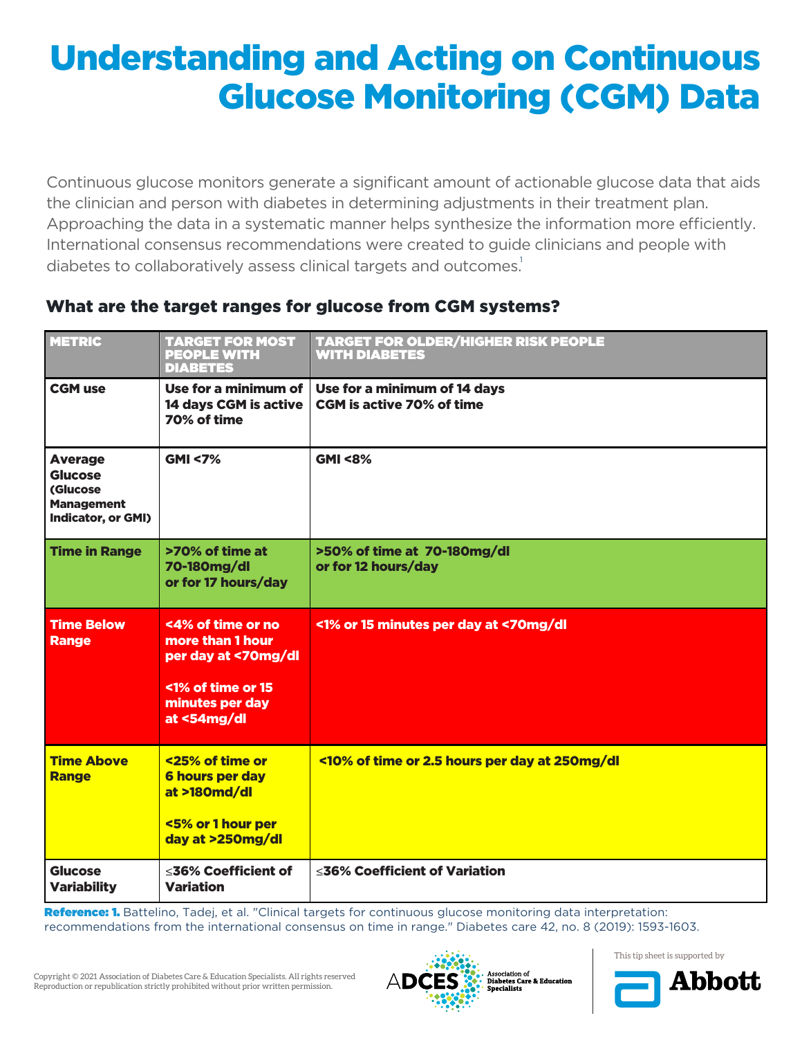# Understanding and Acting on Continuous Glucose Monitoring (CGM) Data

Continuous glucose monitors generate a significant amount of actionable glucose data that aids the clinician and person with diabetes in determining adjustments in their treatment plan. Approaching the data in a systematic manner helps synthesize the information more efficiently. International consensus recommendations were created to guide clinicians and people with diabetes to collaboratively assess clinical targets and outcomes.[1]

## What are the target ranges for glucose from CGM systems?

| METRIC | TARGET FOR MOST PEOPLE WITH DIABETES | TARGET FOR OLDER/HIGHER RISK PEOPLE WITH DIABETES |
|---|---|---|
| **CGM use** | **Use for a minimum of 14 days CGM is active 70% of time** | **Use for a minimum of 14 days CGM is active 70% of time** |
| **Average Glucose (Glucose Management Indicator, or GMI)** | **GMI <7%** | **GMI <8%** |
| **Time in Range** | **>70% of time at 70-180mg/dl or for 17 hours/day** | **>50% of time at 70-180mg/dl or for 12 hours/day** |
| **Time Below Range** | **<4% of time or no more than 1 hour per day at <70mg/dl**<br><br>**<1% of time or 15 minutes per day at <54mg/dl** | **<1% or 15 minutes per day at <70mg/dl** |
| **Time Above Range** | **<25% of time or 6 hours per day at >180md/dl**<br><br>**<5% or 1 hour per day at >250mg/dl** | **<10% of time or 2.5 hours per day at 250mg/dl** |
| **Glucose Variability** | **≤36% Coefficient of Variation** | **≤36% Coefficient of Variation** |

**Reference: 1.** Battelino, Tadej, et al. "Clinical targets for continuous glucose monitoring data interpretation: recommendations from the international consensus on time in range." Diabetes care 42, no. 8 (2019): 1593-1603.

Copyright © 2021 Association of Diabetes Care & Education Specialists. All rights reserved Reproduction or republication strictly prohibited without prior written permission.

ADCES Association of Diabetes Care & Education Specialists

This tip sheet is supported by Abbott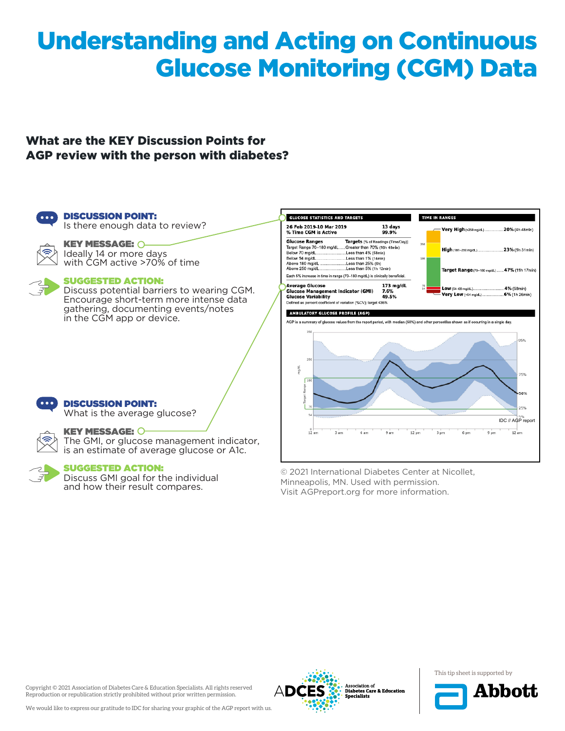# Understanding and Acting on Continuous Glucose Monitoring (CGM) Data

## What are the KEY Discussion Points for AGP review with the person with diabetes?

**DISCUSSION POINT:**
Is there enough data to review?

**KEY MESSAGE:**
Ideally 14 or more days with CGM active >70% of time

**SUGGESTED ACTION:**
Discuss potential barriers to wearing CGM. Encourage short-term more intense data gathering, documenting events/notes in the CGM app or device.

**DISCUSSION POINT:**
What is the average glucose?

**KEY MESSAGE:**
The GMI, or glucose management indicator, is an estimate of average glucose or A1c.

**SUGGESTED ACTION:**
Discuss GMI goal for the individual and how their result compares.

**GLUCOSE STATISTICS AND TARGETS**

26 Feb 2019–10 Mar 2019 — 13 days
% Time CGM is Active — 99.9%

| Glucose Ranges | Targets [% of Readings (Time/Day)] |
|---|---|
| Target Range 70–180 mg/dL | Greater than 70% (16h 48min) |
| Below 70 mg/dL | Less than 4% (58min) |
| Below 54 mg/dL | Less than 1% (14min) |
| Above 180 mg/dL | Less than 25% (6h) |
| Above 250 mg/dL | Less than 5% (1h 12min) |

Each 5% increase in time in range (70–180 mg/dL) is clinically beneficial.

| | |
|---|---|
| Average Glucose | 173 mg/dL |
| Glucose Management Indicator (GMI) | 7.6% |
| Glucose Variability | 49.5% |

Defined as percent coefficient of variation (%CV); target ≤36%

**TIME IN RANGES**

- Very High (>250 mg/dL) 20% (4h 48min)
- High (181–250 mg/dL) 23% (5h 31min)
- Target Range (70–180 mg/dL) 47% (11h 17min)
- Low (54–69 mg/dL) 4% (58min)
- Very Low (<54 mg/dL) 6% (1h 26min)

**AMBULATORY GLUCOSE PROFILE (AGP)**

AGP is a summary of glucose values from the report period, with median (50%) and other percentiles shown as if occurring in a single day.

IDC // AGP report

© 2021 International Diabetes Center at Nicollet, Minneapolis, MN. Used with permission. Visit AGPreport.org for more information.

Copyright © 2021 Association of Diabetes Care & Education Specialists. All rights reserved. Reproduction or republication strictly prohibited without prior written permission.

We would like to express our gratitude to IDC for sharing your graphic of the AGP report with us.

ADCES Association of Diabetes Care & Education Specialists

This tip sheet is supported by Abbott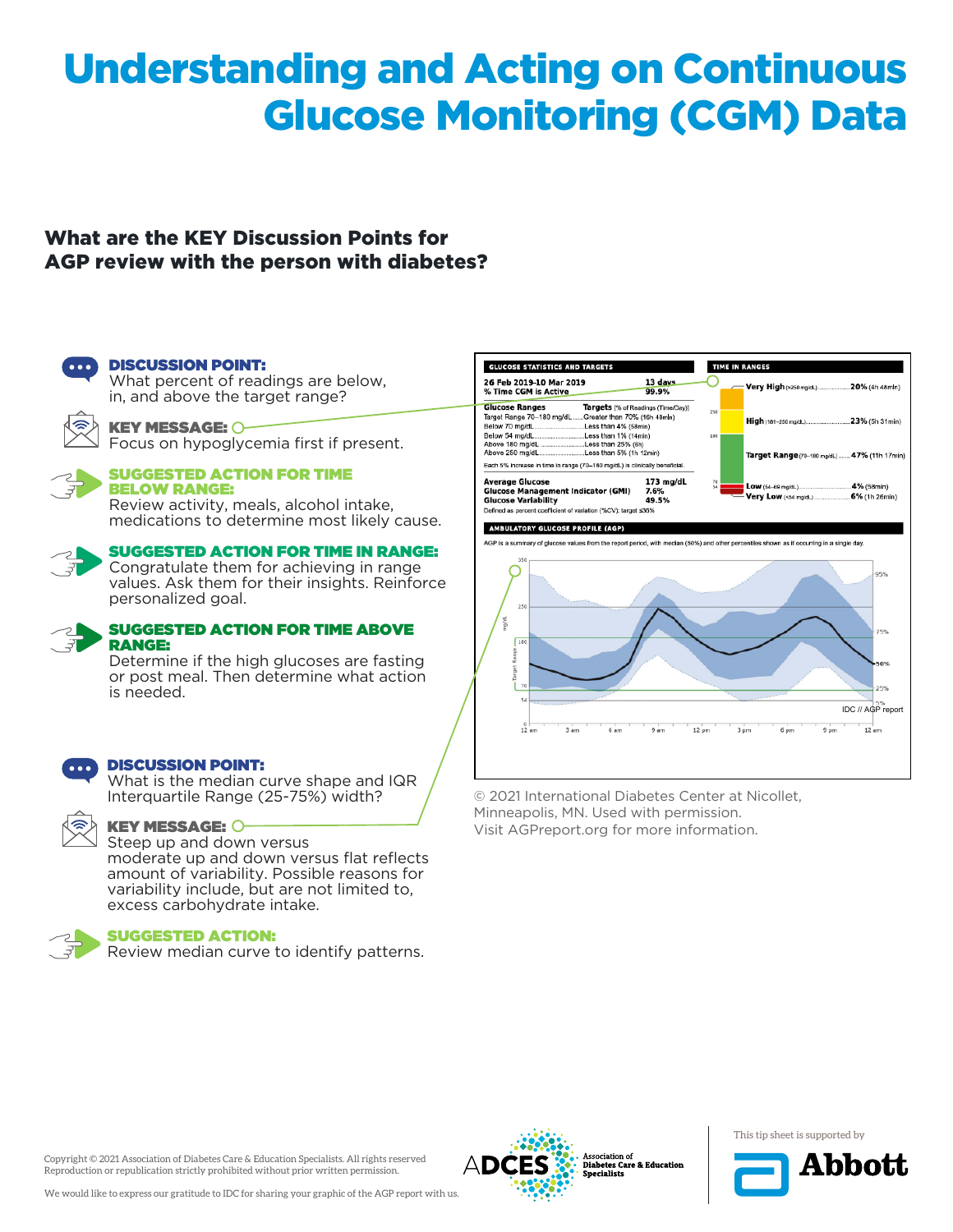# Understanding and Acting on Continuous Glucose Monitoring (CGM) Data

## What are the KEY Discussion Points for AGP review with the person with diabetes?

**DISCUSSION POINT:**
What percent of readings are below, in, and above the target range?

**KEY MESSAGE:**
Focus on hypoglycemia first if present.

**SUGGESTED ACTION FOR TIME BELOW RANGE:**
Review activity, meals, alcohol intake, medications to determine most likely cause.

**SUGGESTED ACTION FOR TIME IN RANGE:**
Congratulate them for achieving in range values. Ask them for their insights. Reinforce personalized goal.

**SUGGESTED ACTION FOR TIME ABOVE RANGE:**
Determine if the high glucoses are fasting or post meal. Then determine what action is needed.

**DISCUSSION POINT:**
What is the median curve shape and IQR Interquartile Range (25-75%) width?

**KEY MESSAGE:**
Steep up and down versus moderate up and down versus flat reflects amount of variability. Possible reasons for variability include, but are not limited to, excess carbohydrate intake.

**SUGGESTED ACTION:**
Review median curve to identify patterns.

GLUCOSE STATISTICS AND TARGETS

26 Feb 2019–10 Mar 2019 — 13 days
% Time CGM is Active — 99.9%

| Glucose Ranges | Targets [% of Readings (Time/Day)] |
|---|---|
| Target Range 70–180 mg/dL | Greater than 70% (16h 48min) |
| Below 70 mg/dL | Less than 4% (58min) |
| Below 54 mg/dL | Less than 1% (14min) |
| Above 180 mg/dL | Less than 25% (6h) |
| Above 250 mg/dL | Less than 5% (1h 12min) |

Each 5% increase in time in range (70–180 mg/dL) is clinically beneficial.

| | |
|---|---|
| Average Glucose | 173 mg/dL |
| Glucose Management Indicator (GMI) | 7.6% |
| Glucose Variability | 49.5% |

Defined as percent coefficient of variation (%CV); target ≤36%

TIME IN RANGES

Very High (>250 mg/dL) 20% (4h 48min)
High (181–250 mg/dL) 23% (5h 31min)
Target Range (70–180 mg/dL) 47% (11h 17min)
Low (54–69 mg/dL) 4% (58min)
Very Low (<54 mg/dL) 6% (1h 26min)

250
180
70
54

AMBULATORY GLUCOSE PROFILE (AGP)

AGP is a summary of glucose values from the report period, with median (50%) and other percentiles shown as if occurring in a single day.

350
250
180
70
54
0
mg/dL
Target Range
95%
75%
50%
25%
5%
IDC // AGP report
12 am
3 am
6 am
9 am
12 pm
3 pm
6 pm
9 pm
12 am

© 2021 International Diabetes Center at Nicollet, Minneapolis, MN. Used with permission.
Visit AGPreport.org for more information.

Copyright © 2021 Association of Diabetes Care & Education Specialists. All rights reserved
Reproduction or republication strictly prohibited without prior written permission.

We would like to express our gratitude to IDC for sharing your graphic of the AGP report with us.

ADCES Association of Diabetes Care & Education Specialists

This tip sheet is supported by Abbott